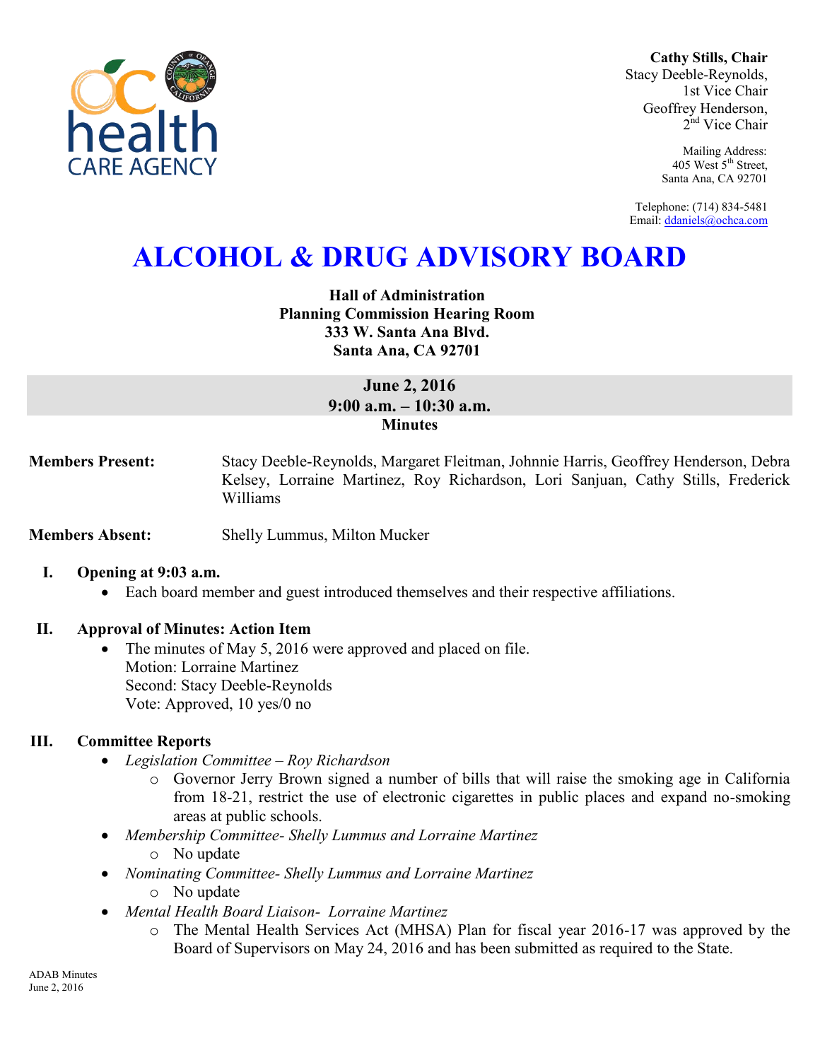**Cathy Stills, Chair**
Stacy Deeble-Reynolds, 1st Vice Chair
Geoffrey Henderson, 2nd Vice Chair

Mailing Address:
405 West 5th Street,
Santa Ana, CA 92701

Telephone: (714) 834-5481
Email: ddaniels@ochca.com

# ALCOHOL & DRUG ADVISORY BOARD

**Hall of Administration**
**Planning Commission Hearing Room**
**333 W. Santa Ana Blvd.**
**Santa Ana, CA 92701**

**June 2, 2016**
**9:00 a.m. – 10:30 a.m.**
**Minutes**

**Members Present:** Stacy Deeble-Reynolds, Margaret Fleitman, Johnnie Harris, Geoffrey Henderson, Debra Kelsey, Lorraine Martinez, Roy Richardson, Lori Sanjuan, Cathy Stills, Frederick Williams

**Members Absent:** Shelly Lummus, Milton Mucker

## I. Opening at 9:03 a.m.

- Each board member and guest introduced themselves and their respective affiliations.

## II. Approval of Minutes: Action Item

- The minutes of May 5, 2016 were approved and placed on file.
  Motion: Lorraine Martinez
  Second: Stacy Deeble-Reynolds
  Vote: Approved, 10 yes/0 no

## III. Committee Reports

- *Legislation Committee – Roy Richardson*
  - Governor Jerry Brown signed a number of bills that will raise the smoking age in California from 18-21, restrict the use of electronic cigarettes in public places and expand no-smoking areas at public schools.
- *Membership Committee- Shelly Lummus and Lorraine Martinez*
  - No update
- *Nominating Committee- Shelly Lummus and Lorraine Martinez*
  - No update
- *Mental Health Board Liaison- Lorraine Martinez*
  - The Mental Health Services Act (MHSA) Plan for fiscal year 2016-17 was approved by the Board of Supervisors on May 24, 2016 and has been submitted as required to the State.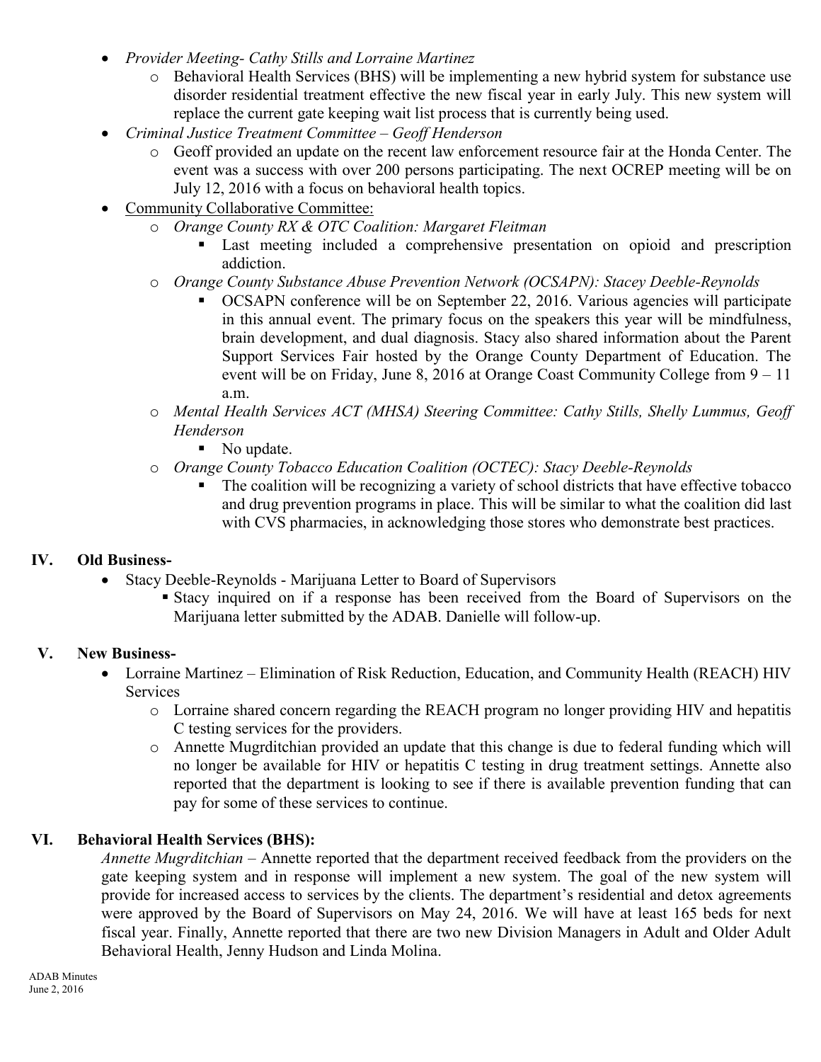- *Provider Meeting- Cathy Stills and Lorraine Martinez*
  - Behavioral Health Services (BHS) will be implementing a new hybrid system for substance use disorder residential treatment effective the new fiscal year in early July. This new system will replace the current gate keeping wait list process that is currently being used.
- *Criminal Justice Treatment Committee – Geoff Henderson*
  - Geoff provided an update on the recent law enforcement resource fair at the Honda Center. The event was a success with over 200 persons participating. The next OCREP meeting will be on July 12, 2016 with a focus on behavioral health topics.
- Community Collaborative Committee:
  - *Orange County RX & OTC Coalition: Margaret Fleitman*
    - Last meeting included a comprehensive presentation on opioid and prescription addiction.
  - *Orange County Substance Abuse Prevention Network (OCSAPN): Stacey Deeble-Reynolds*
    - OCSAPN conference will be on September 22, 2016. Various agencies will participate in this annual event. The primary focus on the speakers this year will be mindfulness, brain development, and dual diagnosis. Stacy also shared information about the Parent Support Services Fair hosted by the Orange County Department of Education. The event will be on Friday, June 8, 2016 at Orange Coast Community College from 9 – 11 a.m.
  - *Mental Health Services ACT (MHSA) Steering Committee: Cathy Stills, Shelly Lummus, Geoff Henderson*
    - No update.
  - *Orange County Tobacco Education Coalition (OCTEC): Stacy Deeble-Reynolds*
    - The coalition will be recognizing a variety of school districts that have effective tobacco and drug prevention programs in place. This will be similar to what the coalition did last with CVS pharmacies, in acknowledging those stores who demonstrate best practices.

## IV. Old Business-

- Stacy Deeble-Reynolds - Marijuana Letter to Board of Supervisors
  - Stacy inquired on if a response has been received from the Board of Supervisors on the Marijuana letter submitted by the ADAB. Danielle will follow-up.

## V. New Business-

- Lorraine Martinez – Elimination of Risk Reduction, Education, and Community Health (REACH) HIV Services
  - Lorraine shared concern regarding the REACH program no longer providing HIV and hepatitis C testing services for the providers.
  - Annette Mugrditchian provided an update that this change is due to federal funding which will no longer be available for HIV or hepatitis C testing in drug treatment settings. Annette also reported that the department is looking to see if there is available prevention funding that can pay for some of these services to continue.

## VI. Behavioral Health Services (BHS):

*Annette Mugrditchian* – Annette reported that the department received feedback from the providers on the gate keeping system and in response will implement a new system. The goal of the new system will provide for increased access to services by the clients. The department's residential and detox agreements were approved by the Board of Supervisors on May 24, 2016. We will have at least 165 beds for next fiscal year. Finally, Annette reported that there are two new Division Managers in Adult and Older Adult Behavioral Health, Jenny Hudson and Linda Molina.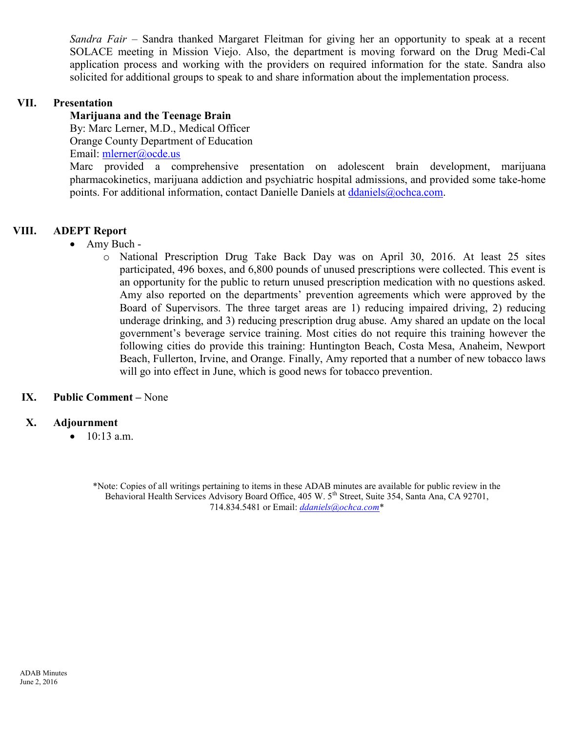*Sandra Fair* – Sandra thanked Margaret Fleitman for giving her an opportunity to speak at a recent SOLACE meeting in Mission Viejo. Also, the department is moving forward on the Drug Medi-Cal application process and working with the providers on required information for the state. Sandra also solicited for additional groups to speak to and share information about the implementation process.

## VII. Presentation

**Marijuana and the Teenage Brain**
By: Marc Lerner, M.D., Medical Officer
Orange County Department of Education
Email: mlerner@ocde.us

Marc provided a comprehensive presentation on adolescent brain development, marijuana pharmacokinetics, marijuana addiction and psychiatric hospital admissions, and provided some take-home points. For additional information, contact Danielle Daniels at ddaniels@ochca.com.

## VIII. ADEPT Report

- Amy Buch -
  - National Prescription Drug Take Back Day was on April 30, 2016. At least 25 sites participated, 496 boxes, and 6,800 pounds of unused prescriptions were collected. This event is an opportunity for the public to return unused prescription medication with no questions asked. Amy also reported on the departments' prevention agreements which were approved by the Board of Supervisors. The three target areas are 1) reducing impaired driving, 2) reducing underage drinking, and 3) reducing prescription drug abuse. Amy shared an update on the local government's beverage service training. Most cities do not require this training however the following cities do provide this training: Huntington Beach, Costa Mesa, Anaheim, Newport Beach, Fullerton, Irvine, and Orange. Finally, Amy reported that a number of new tobacco laws will go into effect in June, which is good news for tobacco prevention.

## IX. Public Comment – None

## X. Adjournment

- 10:13 a.m.

*Note: Copies of all writings pertaining to items in these ADAB minutes are available for public review in the Behavioral Health Services Advisory Board Office, 405 W. 5th Street, Suite 354, Santa Ana, CA 92701, 714.834.5481 or Email: *ddaniels@ochca.com**